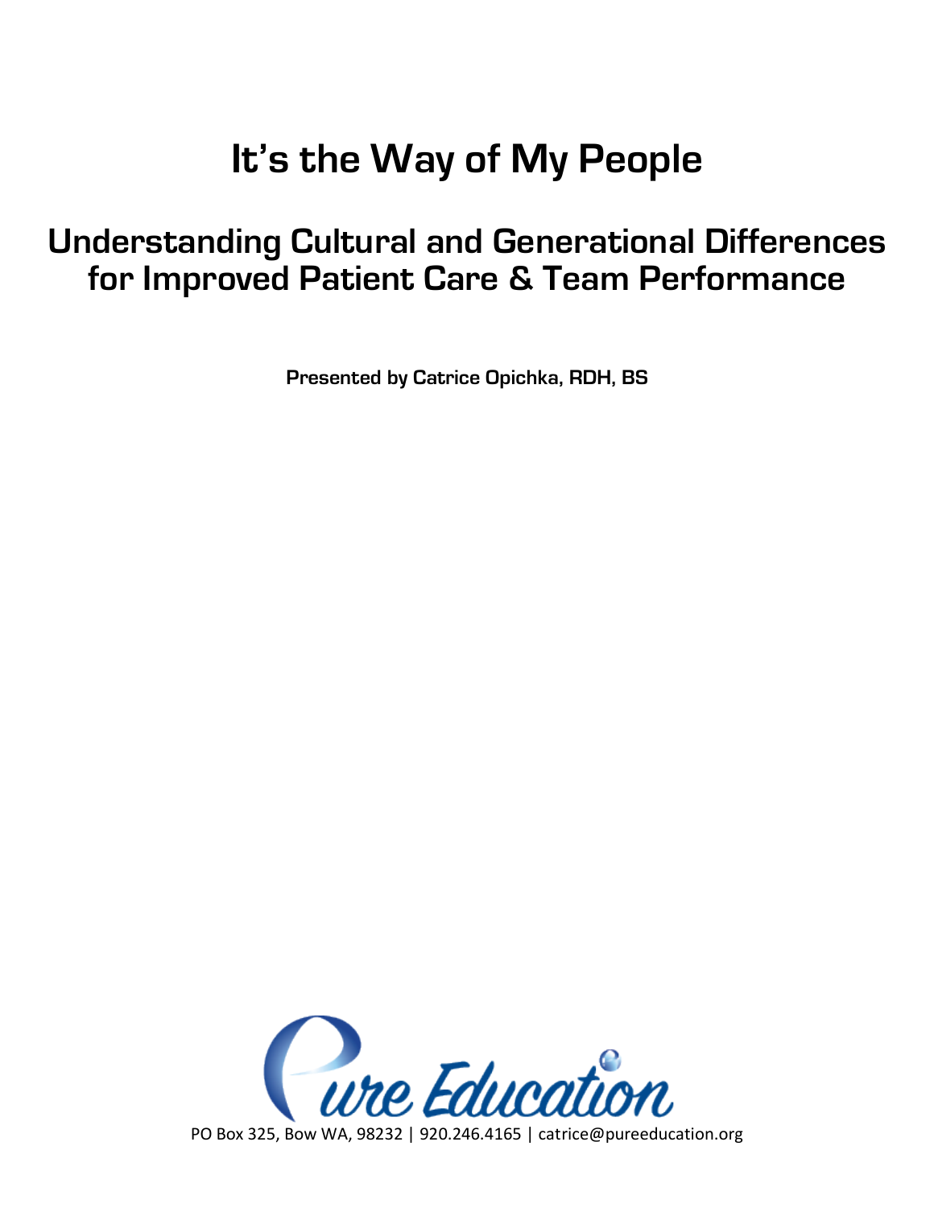# It's the Way of My People

## Understanding Cultural and Generational Differences for Improved Patient Care & Team Performance

**Presented by Catrice Opichka, RDH, BS**

Pure Education

PO Box 325, Bow WA, 98232 | 920.246.4165 | catrice@pureeducation.org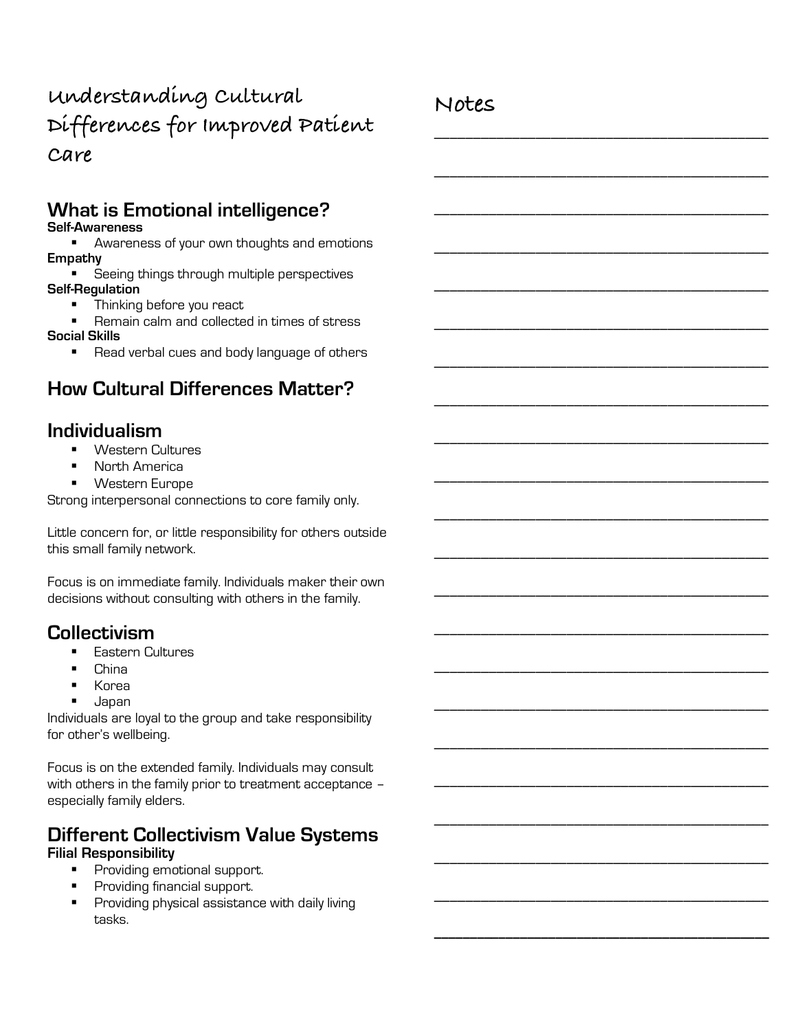# Understanding Cultural Differences for Improved Patient Care

## What is Emotional intelligence?

**Self-Awareness**

- Awareness of your own thoughts and emotions

**Empathy**

- Seeing things through multiple perspectives

**Self-Regulation**

- Thinking before you react
- Remain calm and collected in times of stress

**Social Skills**

- Read verbal cues and body language of others

## How Cultural Differences Matter?

## Individualism

- Western Cultures
- North America
- Western Europe

Strong interpersonal connections to core family only.

Little concern for, or little responsibility for others outside this small family network.

Focus is on immediate family. Individuals maker their own decisions without consulting with others in the family.

## Collectivism

- Eastern Cultures
- China
- Korea
- Japan

Individuals are loyal to the group and take responsibility for other's wellbeing.

Focus is on the extended family. Individuals may consult with others in the family prior to treatment acceptance – especially family elders.

## Different Collectivism Value Systems

**Filial Responsibility**

- Providing emotional support.
- Providing financial support.
- Providing physical assistance with daily living tasks.

## Notes

_______________________________________________

_______________________________________________

_______________________________________________

_______________________________________________

_______________________________________________

_______________________________________________

_______________________________________________

_______________________________________________

_______________________________________________

_______________________________________________

_______________________________________________

_______________________________________________

_______________________________________________

_______________________________________________

_______________________________________________

_______________________________________________

_______________________________________________

_______________________________________________

_______________________________________________

_______________________________________________

_______________________________________________

_______________________________________________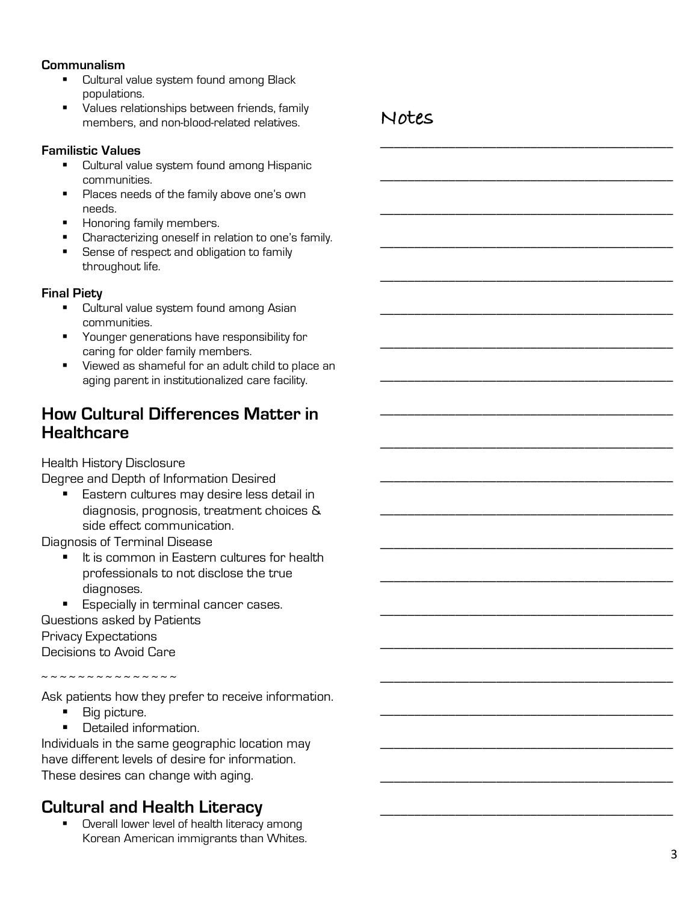**Communalism**

- Cultural value system found among Black populations.
- Values relationships between friends, family members, and non-blood-related relatives.

**Familistic Values**

- Cultural value system found among Hispanic communities.
- Places needs of the family above one's own needs.
- Honoring family members.
- Characterizing oneself in relation to one's family.
- Sense of respect and obligation to family throughout life.

**Final Piety**

- Cultural value system found among Asian communities.
- Younger generations have responsibility for caring for older family members.
- Viewed as shameful for an adult child to place an aging parent in institutionalized care facility.

## How Cultural Differences Matter in Healthcare

Health History Disclosure

Degree and Depth of Information Desired

- Eastern cultures may desire less detail in diagnosis, prognosis, treatment choices & side effect communication.

Diagnosis of Terminal Disease

- It is common in Eastern cultures for health professionals to not disclose the true diagnoses.
- Especially in terminal cancer cases.

Questions asked by Patients

Privacy Expectations

Decisions to Avoid Care

~ ~ ~ ~ ~ ~ ~ ~ ~ ~ ~ ~ ~ ~ ~ ~

Ask patients how they prefer to receive information.

- Big picture.
- Detailed information.

Individuals in the same geographic location may have different levels of desire for information. These desires can change with aging.

## Cultural and Health Literacy

- Overall lower level of health literacy among Korean American immigrants than Whites.

Notes

______________________________________________

______________________________________________

______________________________________________

______________________________________________

______________________________________________

______________________________________________

______________________________________________

______________________________________________

______________________________________________

______________________________________________

______________________________________________

______________________________________________

______________________________________________

______________________________________________

______________________________________________

______________________________________________

______________________________________________

______________________________________________

______________________________________________

______________________________________________

______________________________________________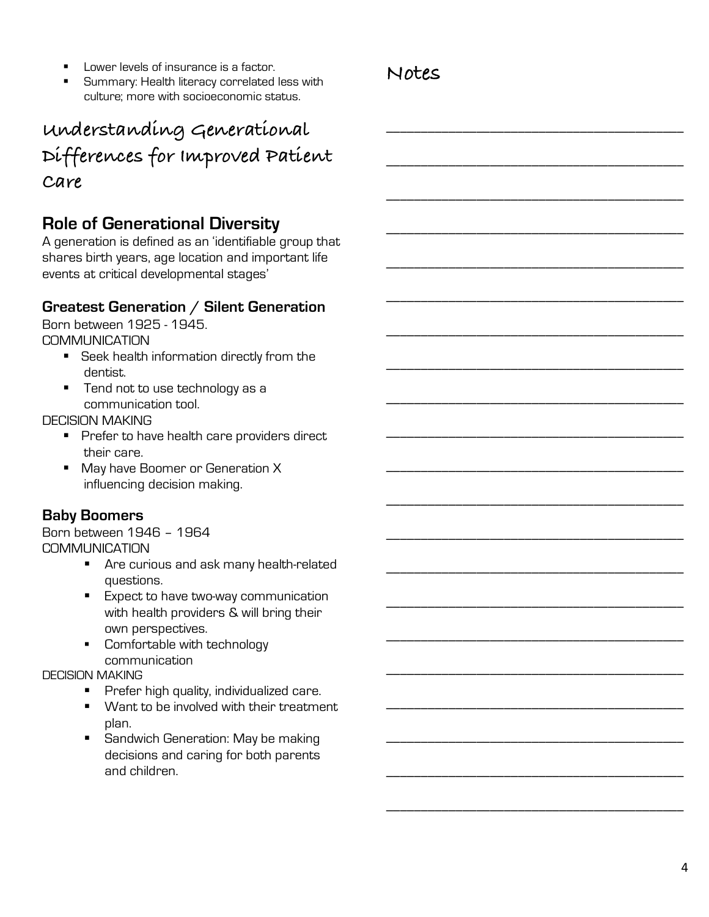- Lower levels of insurance is a factor.
- Summary: Health literacy correlated less with culture; more with socioeconomic status.

# Understanding Generational Differences for Improved Patient Care

## Role of Generational Diversity

A generation is defined as an 'identifiable group that shares birth years, age location and important life events at critical developmental stages'

### Greatest Generation / Silent Generation

Born between 1925 - 1945.

COMMUNICATION

- Seek health information directly from the dentist.
- Tend not to use technology as a communication tool.

DECISION MAKING

- Prefer to have health care providers direct their care.
- May have Boomer or Generation X influencing decision making.

### Baby Boomers

Born between 1946 – 1964

COMMUNICATION

- Are curious and ask many health-related questions.
- Expect to have two-way communication with health providers & will bring their own perspectives.
- Comfortable with technology communication

DECISION MAKING

- Prefer high quality, individualized care.
- Want to be involved with their treatment plan.
- Sandwich Generation: May be making decisions and caring for both parents and children.

## Notes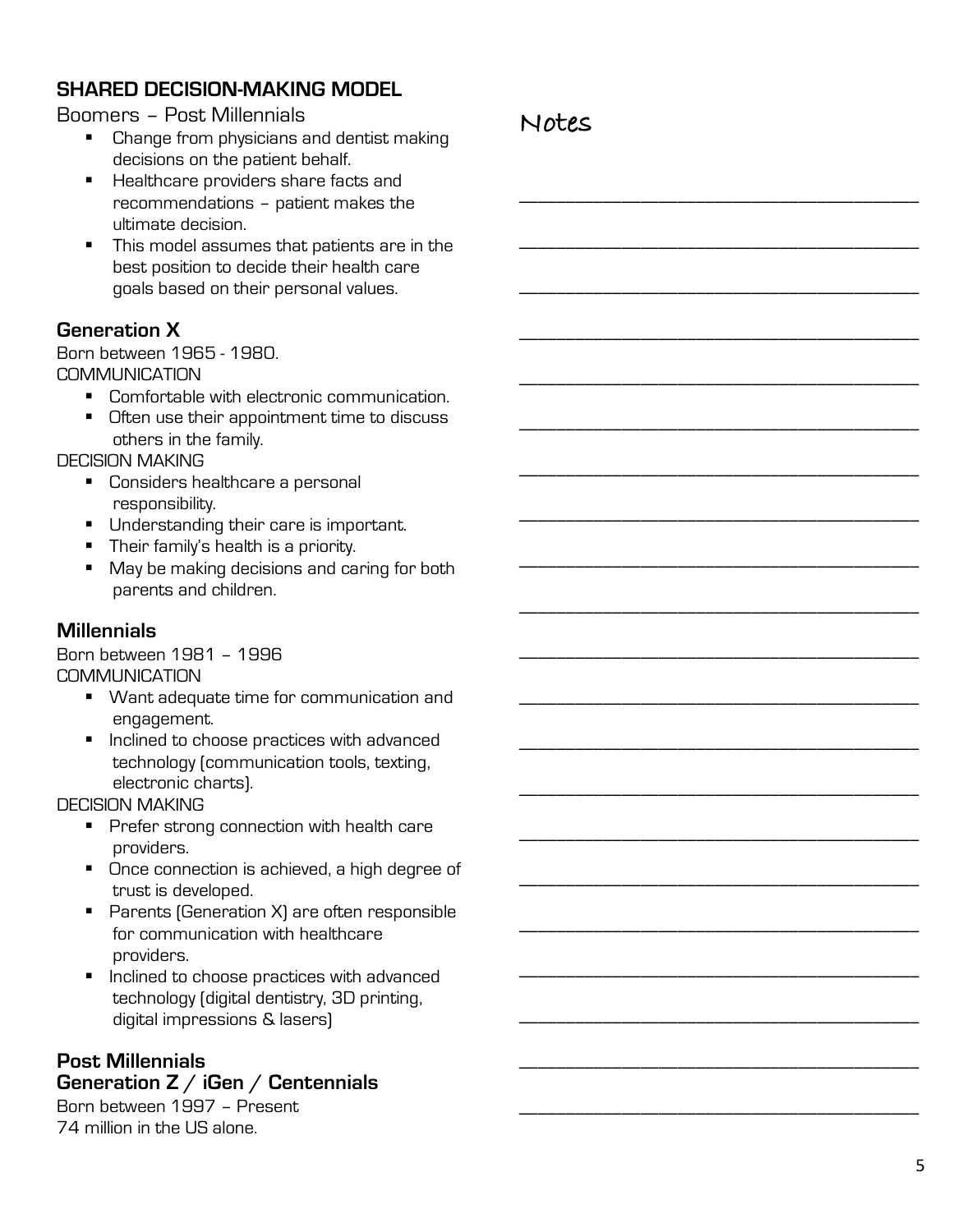## SHARED DECISION-MAKING MODEL

Boomers – Post Millennials

- Change from physicians and dentist making decisions on the patient behalf.
- Healthcare providers share facts and recommendations – patient makes the ultimate decision.
- This model assumes that patients are in the best position to decide their health care goals based on their personal values.

### Generation X

Born between 1965 - 1980.

COMMUNICATION

- Comfortable with electronic communication.
- Often use their appointment time to discuss others in the family.

DECISION MAKING

- Considers healthcare a personal responsibility.
- Understanding their care is important.
- Their family's health is a priority.
- May be making decisions and caring for both parents and children.

### Millennials

Born between 1981 – 1996

COMMUNICATION

- Want adequate time for communication and engagement.
- Inclined to choose practices with advanced technology (communication tools, texting, electronic charts).

DECISION MAKING

- Prefer strong connection with health care providers.
- Once connection is achieved, a high degree of trust is developed.
- Parents (Generation X) are often responsible for communication with healthcare providers.
- Inclined to choose practices with advanced technology (digital dentistry, 3D printing, digital impressions & lasers)

### Post Millennials
### Generation Z / iGen / Centennials

Born between 1997 – Present

74 million in the US alone.

Notes

____________________________________________

____________________________________________

____________________________________________

____________________________________________

____________________________________________

____________________________________________

____________________________________________

____________________________________________

____________________________________________

____________________________________________

____________________________________________

____________________________________________

____________________________________________

____________________________________________

____________________________________________

____________________________________________

____________________________________________

____________________________________________

____________________________________________

____________________________________________

____________________________________________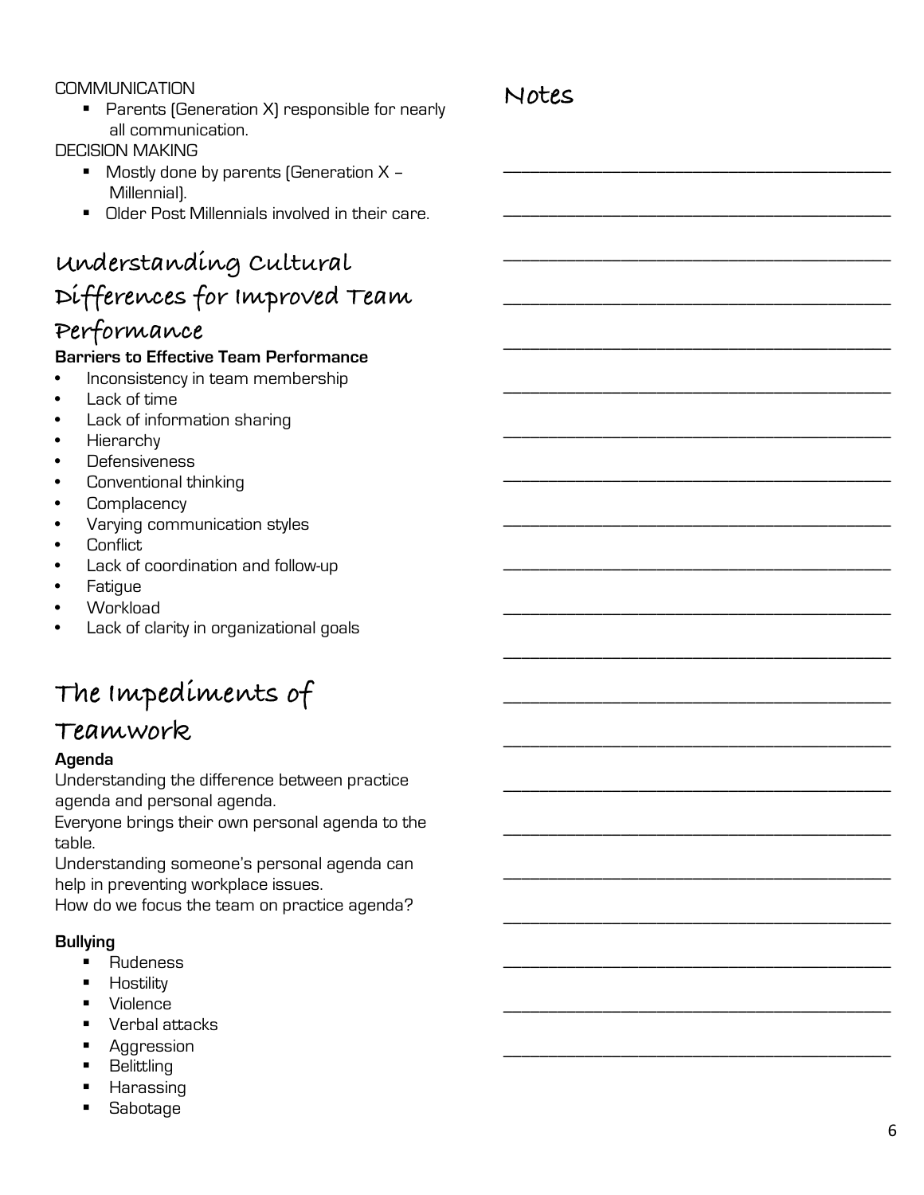COMMUNICATION

- Parents (Generation X) responsible for nearly all communication.

DECISION MAKING

- Mostly done by parents (Generation X – Millennial).
- Older Post Millennials involved in their care.

## Understanding Cultural Differences for Improved Team Performance

**Barriers to Effective Team Performance**

- Inconsistency in team membership
- Lack of time
- Lack of information sharing
- Hierarchy
- Defensiveness
- Conventional thinking
- Complacency
- Varying communication styles
- Conflict
- Lack of coordination and follow-up
- Fatigue
- Workload
- Lack of clarity in organizational goals

## The Impediments of Teamwork

**Agenda**

Understanding the difference between practice agenda and personal agenda.

Everyone brings their own personal agenda to the table.

Understanding someone's personal agenda can help in preventing workplace issues.

How do we focus the team on practice agenda?

**Bullying**

- Rudeness
- Hostility
- Violence
- Verbal attacks
- Aggression
- Belittling
- Harassing
- Sabotage

## Notes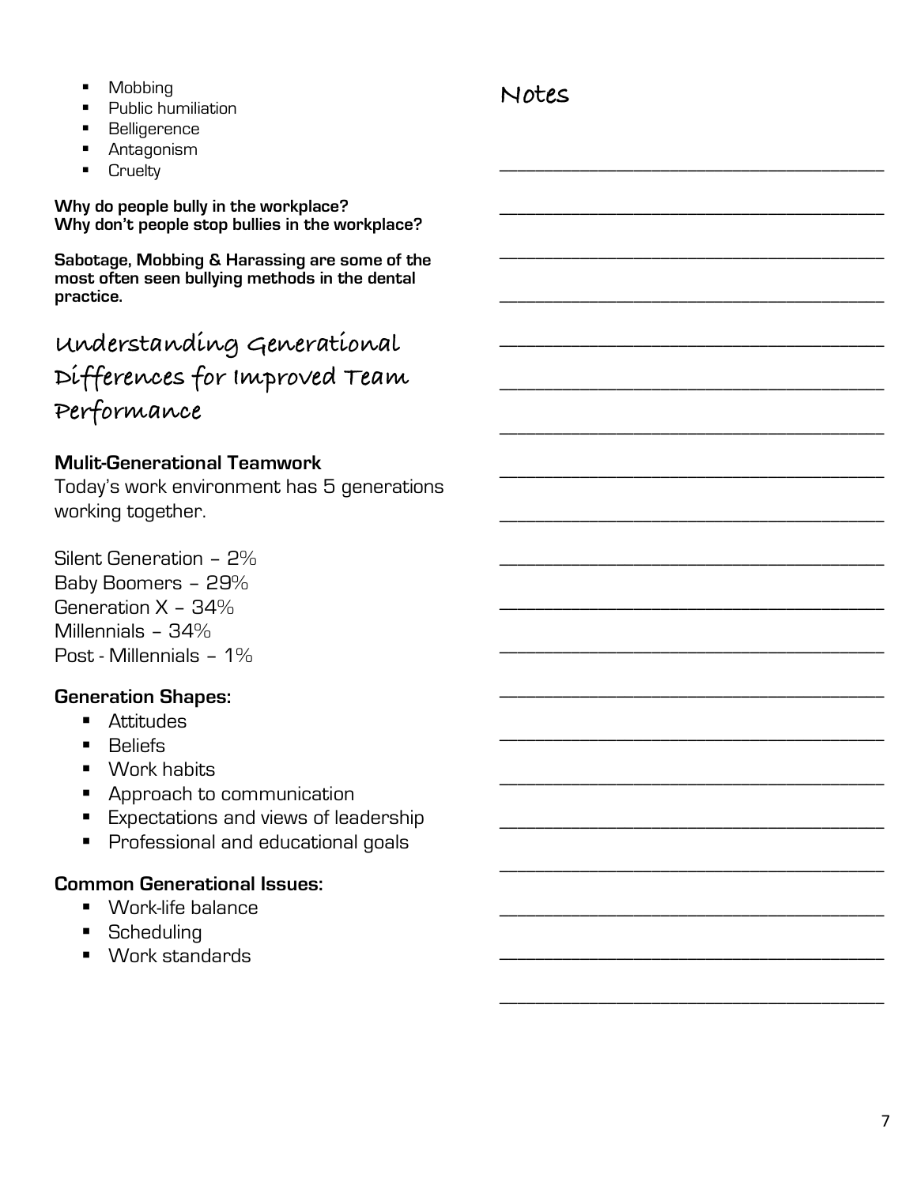- Mobbing
- Public humiliation
- Belligerence
- Antagonism
- Cruelty

**Why do people bully in the workplace?**
**Why don't people stop bullies in the workplace?**

**Sabotage, Mobbing & Harassing are some of the most often seen bullying methods in the dental practice.**

## Understanding Generational Differences for Improved Team Performance

### Mulit-Generational Teamwork

Today's work environment has 5 generations working together.

Silent Generation – 2%
Baby Boomers – 29%
Generation X – 34%
Millennials – 34%
Post - Millennials – 1%

### Generation Shapes:

- Attitudes
- Beliefs
- Work habits
- Approach to communication
- Expectations and views of leadership
- Professional and educational goals

### Common Generational Issues:

- Work-life balance
- Scheduling
- Work standards

## Notes

____________________________________________

____________________________________________

____________________________________________

____________________________________________

____________________________________________

____________________________________________

____________________________________________

____________________________________________

____________________________________________

____________________________________________

____________________________________________

____________________________________________

____________________________________________

____________________________________________

____________________________________________

____________________________________________

____________________________________________

____________________________________________

____________________________________________

____________________________________________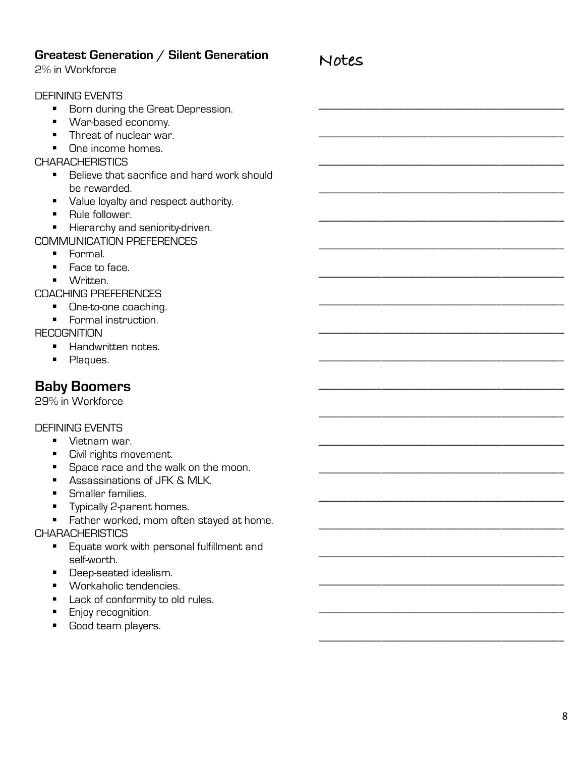## Greatest Generation / Silent Generation

2% in Workforce

DEFINING EVENTS

- Born during the Great Depression.
- War-based economy.
- Threat of nuclear war.
- One income homes.

CHARACHERISTICS

- Believe that sacrifice and hard work should be rewarded.
- Value loyalty and respect authority.
- Rule follower.
- Hierarchy and seniority-driven.

COMMUNICATION PREFERENCES

- Formal.
- Face to face.
- Written.

COACHING PREFERENCES

- One-to-one coaching.
- Formal instruction.

RECOGNITION

- Handwritten notes.
- Plaques.

## Baby Boomers

29% in Workforce

DEFINING EVENTS

- Vietnam war.
- Civil rights movement.
- Space race and the walk on the moon.
- Assassinations of JFK & MLK.
- Smaller families.
- Typically 2-parent homes.
- Father worked, mom often stayed at home.

CHARACHERISTICS

- Equate work with personal fulfillment and self-worth.
- Deep-seated idealism.
- Workaholic tendencies.
- Lack of conformity to old rules.
- Enjoy recognition.
- Good team players.

## Notes

___________________________________________

___________________________________________

___________________________________________

___________________________________________

___________________________________________

___________________________________________

___________________________________________

___________________________________________

___________________________________________

___________________________________________

___________________________________________

___________________________________________

___________________________________________

___________________________________________

___________________________________________

___________________________________________

___________________________________________

___________________________________________

___________________________________________

___________________________________________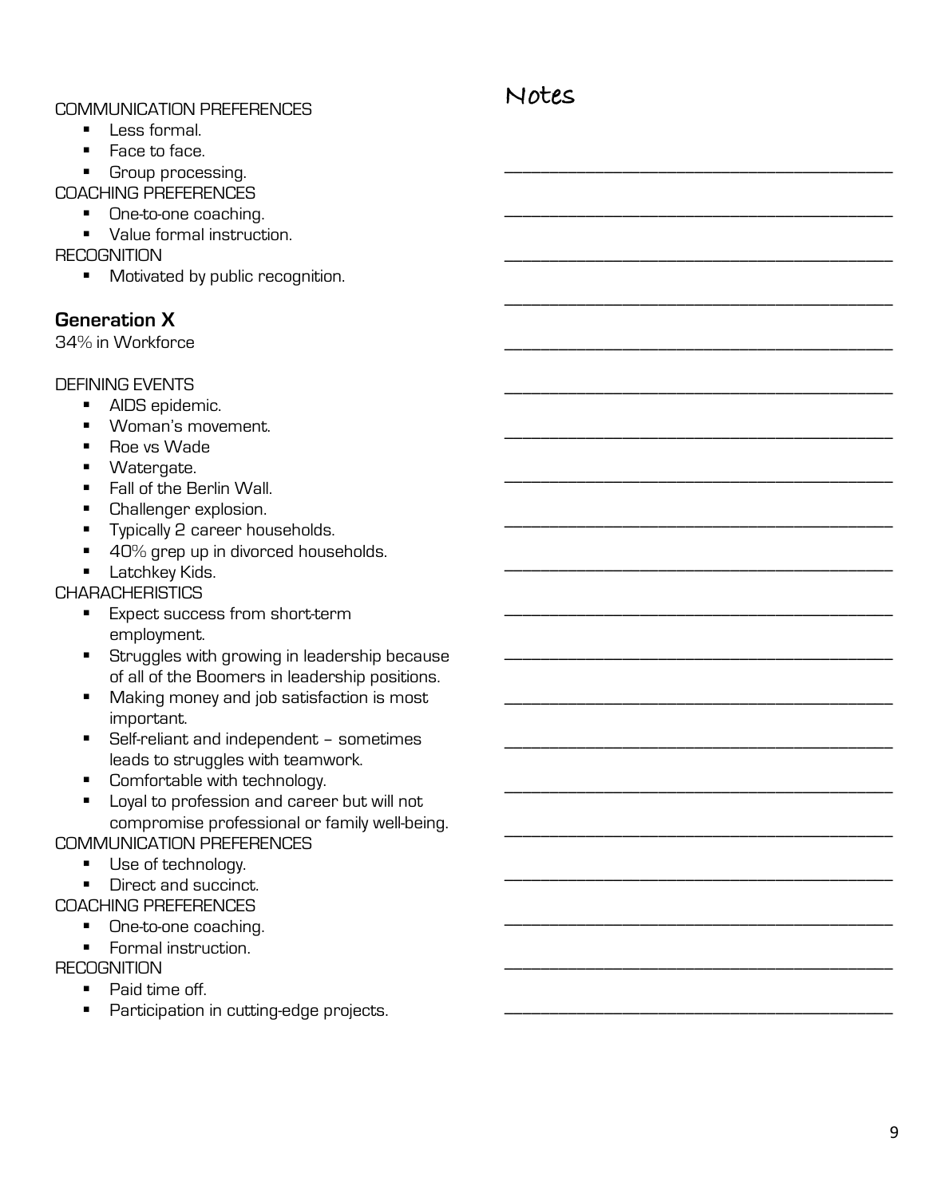COMMUNICATION PREFERENCES

- Less formal.
- Face to face.
- Group processing.

COACHING PREFERENCES

- One-to-one coaching.
- Value formal instruction.

RECOGNITION

- Motivated by public recognition.

## Generation X

34% in Workforce

DEFINING EVENTS

- AIDS epidemic.
- Woman's movement.
- Roe vs Wade
- Watergate.
- Fall of the Berlin Wall.
- Challenger explosion.
- Typically 2 career households.
- 40% grep up in divorced households.
- Latchkey Kids.

CHARACHERISTICS

- Expect success from short-term employment.
- Struggles with growing in leadership because of all of the Boomers in leadership positions.
- Making money and job satisfaction is most important.
- Self-reliant and independent – sometimes leads to struggles with teamwork.
- Comfortable with technology.
- Loyal to profession and career but will not compromise professional or family well-being.

COMMUNICATION PREFERENCES

- Use of technology.
- Direct and succinct.

COACHING PREFERENCES

- One-to-one coaching.
- Formal instruction.

RECOGNITION

- Paid time off.
- Participation in cutting-edge projects.

Notes

___________________________________________

___________________________________________

___________________________________________

___________________________________________

___________________________________________

___________________________________________

___________________________________________

___________________________________________

___________________________________________

___________________________________________

___________________________________________

___________________________________________

___________________________________________

___________________________________________

___________________________________________

___________________________________________

___________________________________________

___________________________________________

___________________________________________

___________________________________________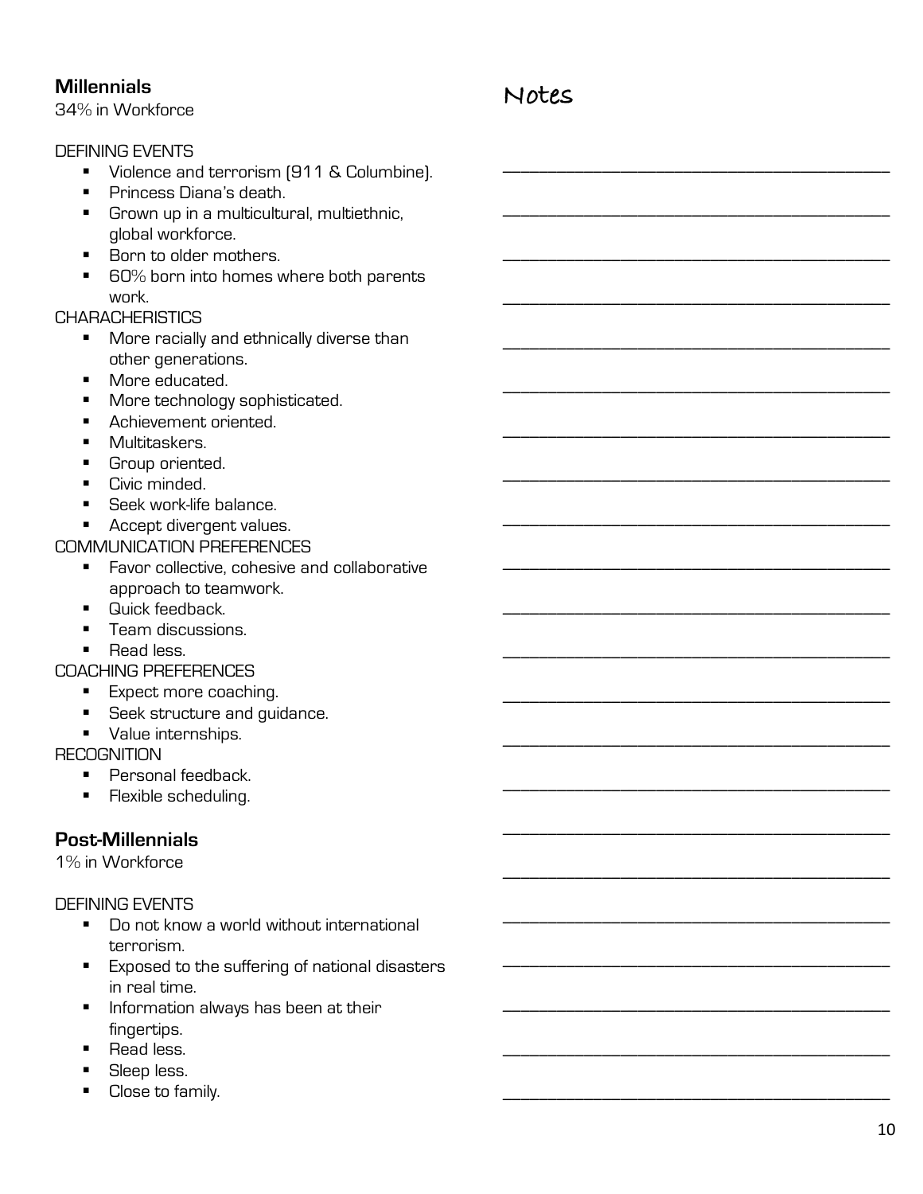## Millennials

34% in Workforce

DEFINING EVENTS

- Violence and terrorism (911 & Columbine).
- Princess Diana's death.
- Grown up in a multicultural, multiethnic, global workforce.
- Born to older mothers.
- 60% born into homes where both parents work.

CHARACHERISTICS

- More racially and ethnically diverse than other generations.
- More educated.
- More technology sophisticated.
- Achievement oriented.
- Multitaskers.
- Group oriented.
- Civic minded.
- Seek work-life balance.
- Accept divergent values.

COMMUNICATION PREFERENCES

- Favor collective, cohesive and collaborative approach to teamwork.
- Quick feedback.
- Team discussions.
- Read less.

COACHING PREFERENCES

- Expect more coaching.
- Seek structure and guidance.
- Value internships.

RECOGNITION

- Personal feedback.
- Flexible scheduling.

## Post-Millennials

1% in Workforce

DEFINING EVENTS

- Do not know a world without international terrorism.
- Exposed to the suffering of national disasters in real time.
- Information always has been at their fingertips.
- Read less.
- Sleep less.
- Close to family.

Notes

_____________________________________________

_____________________________________________

_____________________________________________

_____________________________________________

_____________________________________________

_____________________________________________

_____________________________________________

_____________________________________________

_____________________________________________

_____________________________________________

_____________________________________________

_____________________________________________

_____________________________________________

_____________________________________________

_____________________________________________

_____________________________________________

_____________________________________________

_____________________________________________

_____________________________________________

_____________________________________________

_____________________________________________

_____________________________________________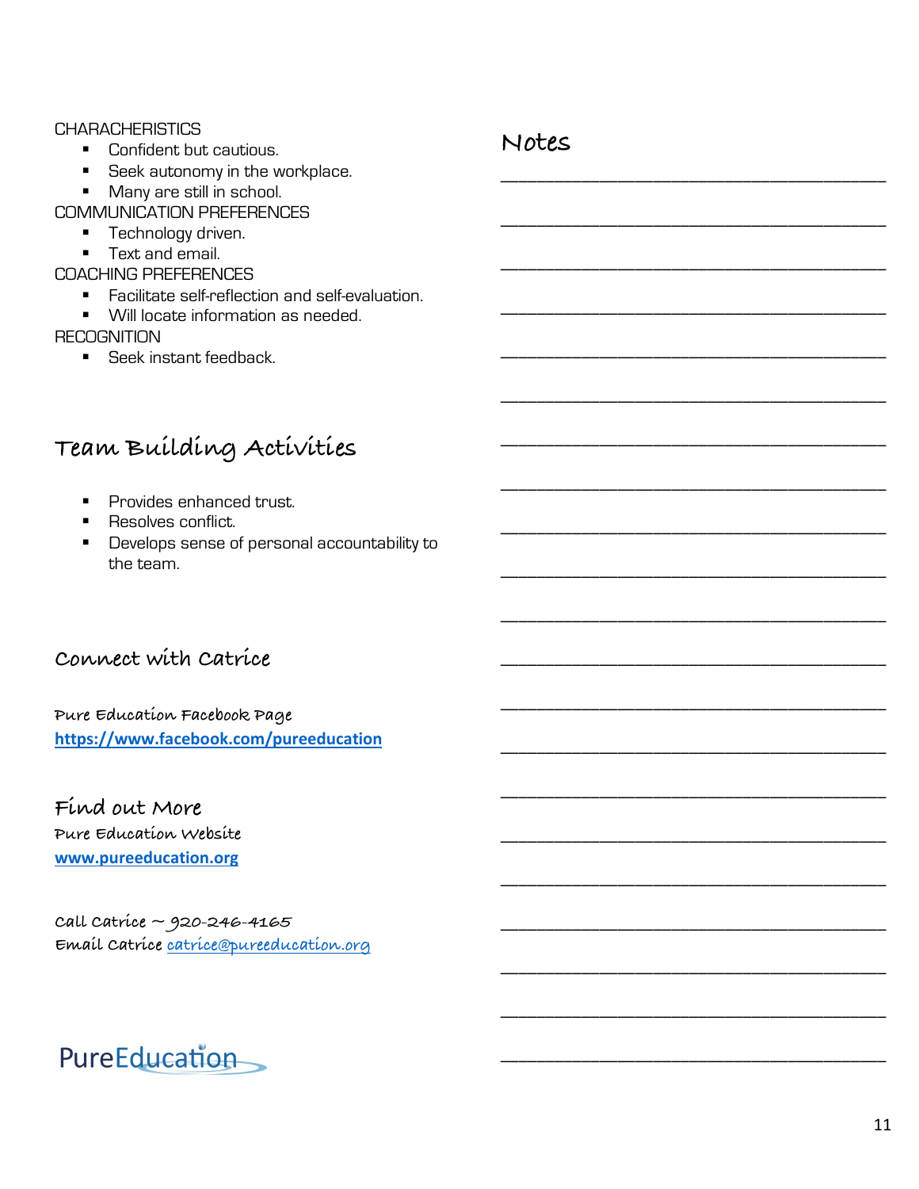CHARACHERISTICS

- Confident but cautious.
- Seek autonomy in the workplace.
- Many are still in school.

COMMUNICATION PREFERENCES

- Technology driven.
- Text and email.

COACHING PREFERENCES

- Facilitate self-reflection and self-evaluation.
- Will locate information as needed.

RECOGNITION

- Seek instant feedback.

## Team Building Activities

- Provides enhanced trust.
- Resolves conflict.
- Develops sense of personal accountability to the team.

## Connect with Catrice

Pure Education Facebook Page
**https://www.facebook.com/pureeducation**

## Find out More

Pure Education Website
**www.pureeducation.org**

Call Catrice ~ 920-246-4165
Email Catrice catrice@pureeducation.org

PureEducation

## Notes

______________________________________________

______________________________________________

______________________________________________

______________________________________________

______________________________________________

______________________________________________

______________________________________________

______________________________________________

______________________________________________

______________________________________________

______________________________________________

______________________________________________

______________________________________________

______________________________________________

______________________________________________

______________________________________________

______________________________________________

______________________________________________

______________________________________________

______________________________________________

______________________________________________